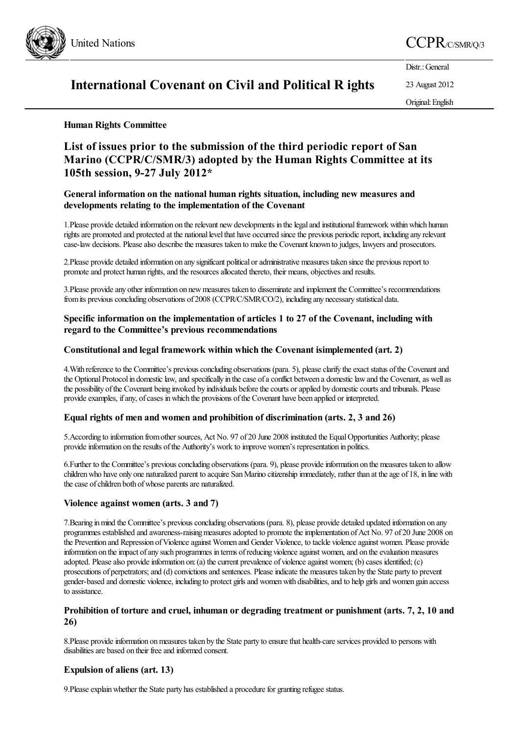United Nations

CCPR/C/SMR/Q/3

Distr.: General

23 August 2012

Original: English

# International Covenant on Civil and Political Rights

**Human Rights Committee**

## List of issues prior to the submission of the third periodic report of San Marino (CCPR/C/SMR/3) adopted by the Human Rights Committee at its 105th session, 9-27 July 2012*

### General information on the national human rights situation, including new measures and developments relating to the implementation of the Covenant

1. Please provide detailed information on the relevant new developments in the legal and institutional framework within which human rights are promoted and protected at the national level that have occurred since the previous periodic report, including any relevant case-law decisions. Please also describe the measures taken to make the Covenant known to judges, lawyers and prosecutors.

2. Please provide detailed information on any significant political or administrative measures taken since the previous report to promote and protect human rights, and the resources allocated thereto, their means, objectives and results.

3. Please provide any other information on new measures taken to disseminate and implement the Committee's recommendations from its previous concluding observations of 2008 (CCPR/C/SMR/CO/2), including any necessary statistical data.

### Specific information on the implementation of articles 1 to 27 of the Covenant, including with regard to the Committee's previous recommendations

#### Constitutional and legal framework within which the Covenant is implemented (art. 2)

4. With reference to the Committee's previous concluding observations (para. 5), please clarify the exact status of the Covenant and the Optional Protocol in domestic law, and specifically in the case of a conflict between a domestic law and the Covenant, as well as the possibility of the Covenant being invoked by individuals before the courts or applied by domestic courts and tribunals. Please provide examples, if any, of cases in which the provisions of the Covenant have been applied or interpreted.

#### Equal rights of men and women and prohibition of discrimination (arts. 2, 3 and 26)

5. According to information from other sources, Act No. 97 of 20 June 2008 instituted the Equal Opportunities Authority; please provide information on the results of the Authority's work to improve women's representation in politics.

6. Further to the Committee's previous concluding observations (para. 9), please provide information on the measures taken to allow children who have only one naturalized parent to acquire San Marino citizenship immediately, rather than at the age of 18, in line with the case of children both of whose parents are naturalized.

#### Violence against women (arts. 3 and 7)

7. Bearing in mind the Committee's previous concluding observations (para. 8), please provide detailed updated information on any programmes established and awareness-raising measures adopted to promote the implementation of Act No. 97 of 20 June 2008 on the Prevention and Repression of Violence against Women and Gender Violence, to tackle violence against women. Please provide information on the impact of any such programmes in terms of reducing violence against women, and on the evaluation measures adopted. Please also provide information on: (a) the current prevalence of violence against women; (b) cases identified; (c) prosecutions of perpetrators; and (d) convictions and sentences. Please indicate the measures taken by the State party to prevent gender-based and domestic violence, including to protect girls and women with disabilities, and to help girls and women gain access to assistance.

#### Prohibition of torture and cruel, inhuman or degrading treatment or punishment (arts. 7, 2, 10 and 26)

8. Please provide information on measures taken by the State party to ensure that health-care services provided to persons with disabilities are based on their free and informed consent.

#### Expulsion of aliens (art. 13)

9. Please explain whether the State party has established a procedure for granting refugee status.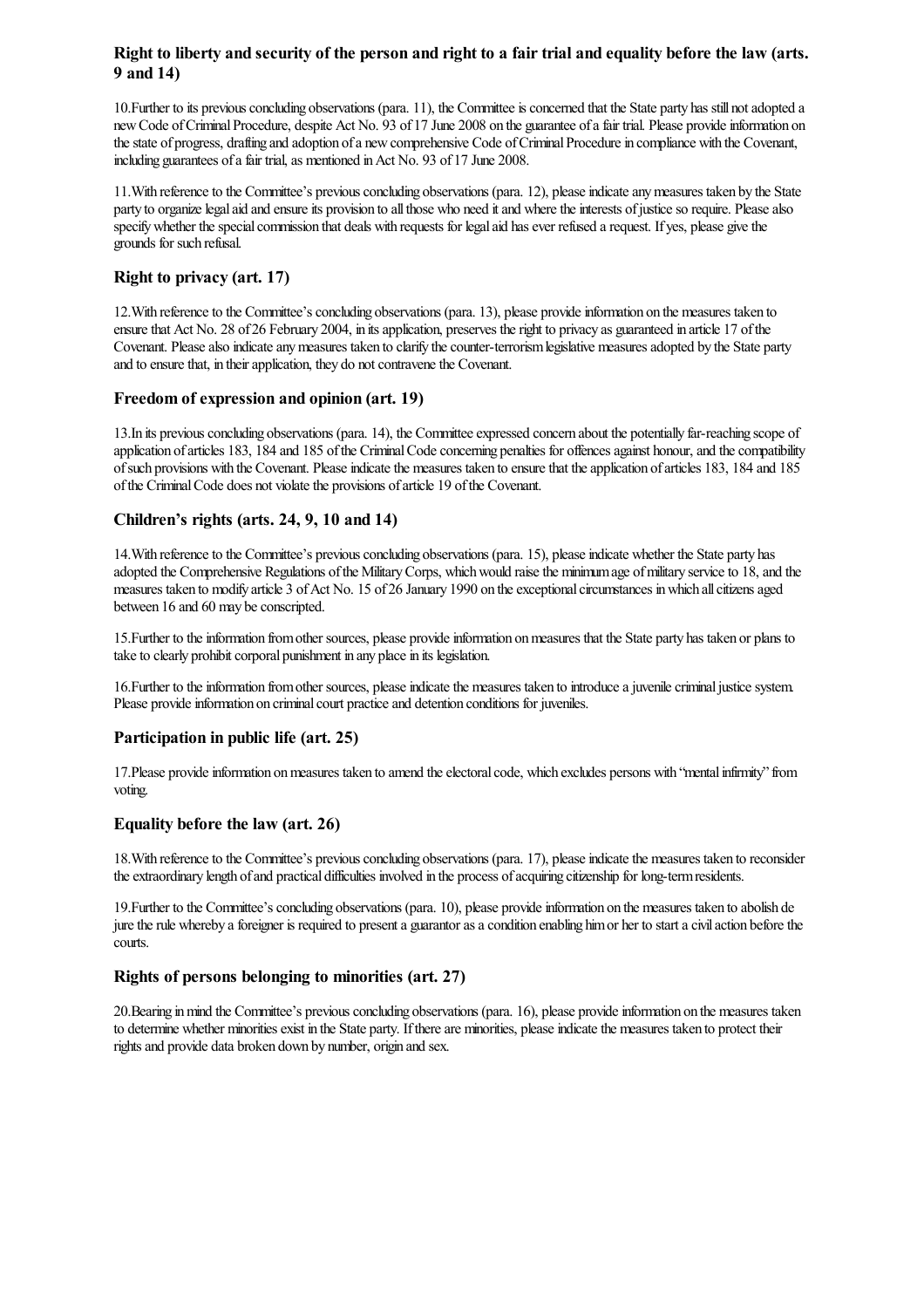### Right to liberty and security of the person and right to a fair trial and equality before the law (arts. 9 and 14)

10.Further to its previous concluding observations (para. 11), the Committee is concerned that the State party has still not adopted a new Code of Criminal Procedure, despite Act No. 93 of 17 June 2008 on the guarantee of a fair trial. Please provide information on the state of progress, drafting and adoption of a new comprehensive Code of Criminal Procedure in compliance with the Covenant, including guarantees of a fair trial, as mentioned in Act No. 93 of 17 June 2008.

11.With reference to the Committee's previous concluding observations (para. 12), please indicate any measures taken by the State party to organize legal aid and ensure its provision to all those who need it and where the interests of justice so require. Please also specify whether the special commission that deals with requests for legal aid has ever refused a request. If yes, please give the grounds for such refusal.

### Right to privacy (art. 17)

12.With reference to the Committee's concluding observations (para. 13), please provide information on the measures taken to ensure that Act No. 28 of 26 February 2004, in its application, preserves the right to privacy as guaranteed in article 17 of the Covenant. Please also indicate any measures taken to clarify the counter-terrorism legislative measures adopted by the State party and to ensure that, in their application, they do not contravene the Covenant.

### Freedom of expression and opinion (art. 19)

13.In its previous concluding observations (para. 14), the Committee expressed concern about the potentially far-reaching scope of application of articles 183, 184 and 185 of the Criminal Code concerning penalties for offences against honour, and the compatibility of such provisions with the Covenant. Please indicate the measures taken to ensure that the application of articles 183, 184 and 185 of the Criminal Code does not violate the provisions of article 19 of the Covenant.

### Children's rights (arts. 24, 9, 10 and 14)

14.With reference to the Committee's previous concluding observations (para. 15), please indicate whether the State party has adopted the Comprehensive Regulations of the Military Corps, which would raise the minimum age of military service to 18, and the measures taken to modify article 3 of Act No. 15 of 26 January 1990 on the exceptional circumstances in which all citizens aged between 16 and 60 may be conscripted.

15.Further to the information from other sources, please provide information on measures that the State party has taken or plans to take to clearly prohibit corporal punishment in any place in its legislation.

16.Further to the information from other sources, please indicate the measures taken to introduce a juvenile criminal justice system. Please provide information on criminal court practice and detention conditions for juveniles.

### Participation in public life (art. 25)

17.Please provide information on measures taken to amend the electoral code, which excludes persons with "mental infirmity" from voting.

### Equality before the law (art. 26)

18.With reference to the Committee's previous concluding observations (para. 17), please indicate the measures taken to reconsider the extraordinary length of and practical difficulties involved in the process of acquiring citizenship for long-term residents.

19.Further to the Committee's concluding observations (para. 10), please provide information on the measures taken to abolish de jure the rule whereby a foreigner is required to present a guarantor as a condition enabling him or her to start a civil action before the courts.

### Rights of persons belonging to minorities (art. 27)

20.Bearing in mind the Committee's previous concluding observations (para. 16), please provide information on the measures taken to determine whether minorities exist in the State party. If there are minorities, please indicate the measures taken to protect their rights and provide data broken down by number, origin and sex.